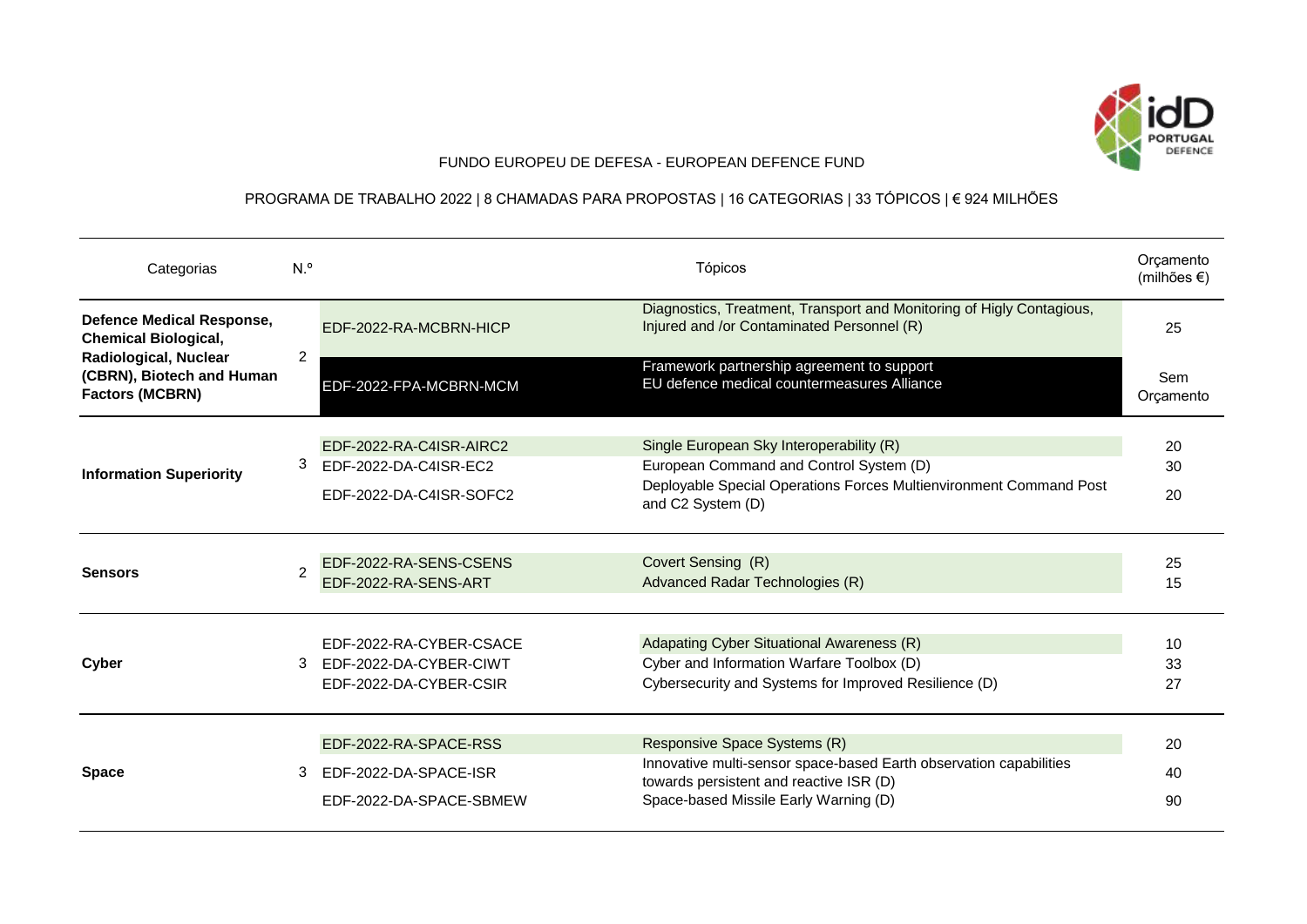FUNDO EUROPEU DE DEFESA - EUROPEAN DEFENCE FUND

PROGRAMA DE TRABALHO 2022 | 8 CHAMADAS PARA PROPOSTAS | 16 CATEGORIAS | 33 TÓPICOS | € 924 MILHÕES

| Categorias | N.º | Tópicos | | Orçamento (milhões €) |
|---|---|---|---|---|
| **Defence Medical Response, Chemical Biological, Radiological, Nuclear (CBRN), Biotech and Human Factors (MCBRN)** | 2 | EDF-2022-RA-MCBRN-HICP | Diagnostics, Treatment, Transport and Monitoring of Higly Contagious, Injured and /or Contaminated Personnel (R) | 25 |
| | | EDF-2022-FPA-MCBRN-MCM | Framework partnership agreement to support EU defence medical countermeasures Alliance | Sem Orçamento |
| **Information Superiority** | 3 | EDF-2022-RA-C4ISR-AIRC2 | Single European Sky Interoperability (R) | 20 |
| | | EDF-2022-DA-C4ISR-EC2 | European Command and Control System (D) | 30 |
| | | EDF-2022-DA-C4ISR-SOFC2 | Deployable Special Operations Forces Multienvironment Command Post and C2 System (D) | 20 |
| **Sensors** | 2 | EDF-2022-RA-SENS-CSENS | Covert Sensing (R) | 25 |
| | | EDF-2022-RA-SENS-ART | Advanced Radar Technologies (R) | 15 |
| **Cyber** | 3 | EDF-2022-RA-CYBER-CSACE | Adapating Cyber Situational Awareness (R) | 10 |
| | | EDF-2022-DA-CYBER-CIWT | Cyber and Information Warfare Toolbox (D) | 33 |
| | | EDF-2022-DA-CYBER-CSIR | Cybersecurity and Systems for Improved Resilience (D) | 27 |
| **Space** | 3 | EDF-2022-RA-SPACE-RSS | Responsive Space Systems (R) | 20 |
| | | EDF-2022-DA-SPACE-ISR | Innovative multi-sensor space-based Earth observation capabilities towards persistent and reactive ISR (D) | 40 |
| | | EDF-2022-DA-SPACE-SBMEW | Space-based Missile Early Warning (D) | 90 |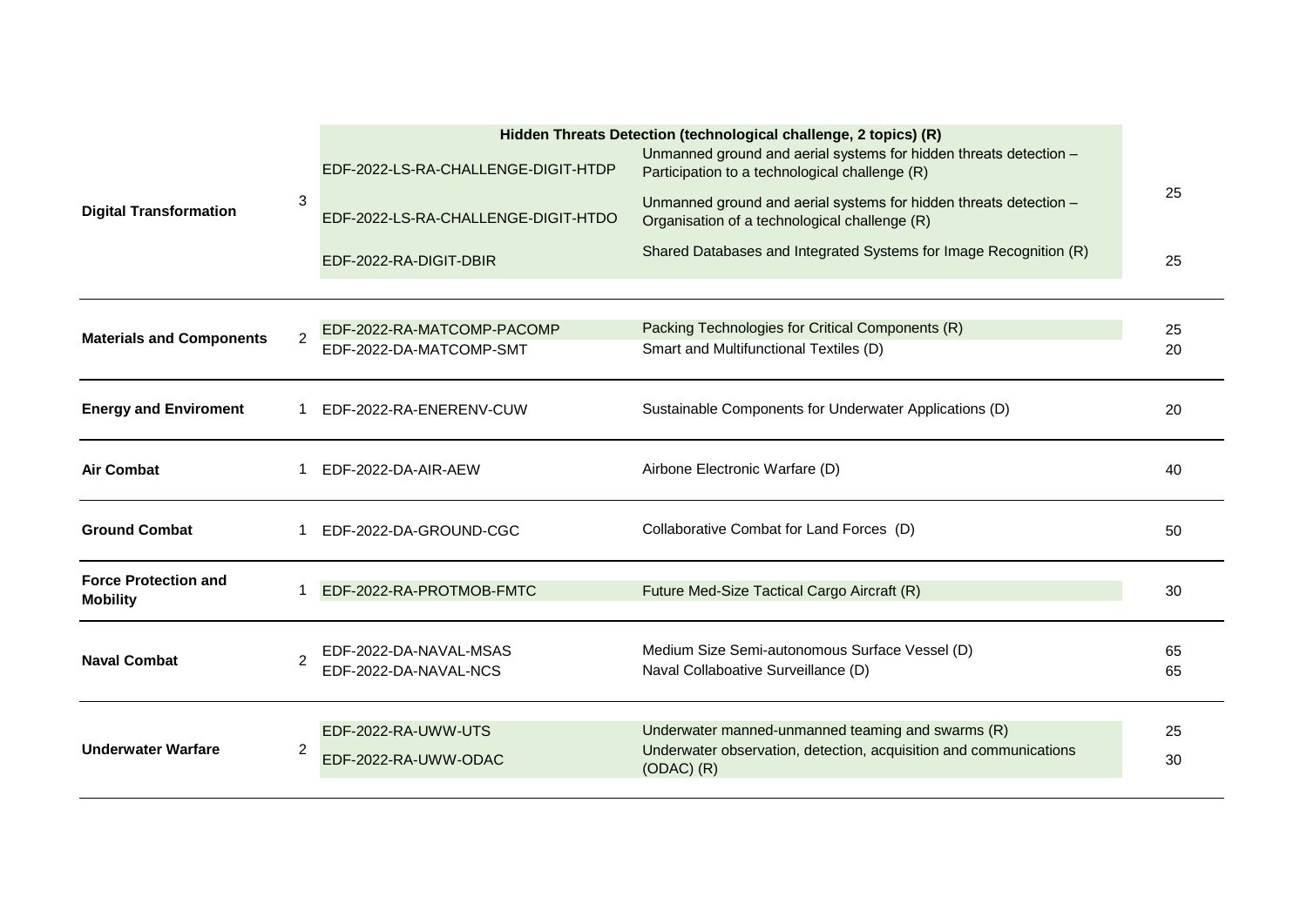| | | | | |
|---|---|---|---|---|
| **Digital Transformation** | 3 | **Hidden Threats Detection (technological challenge, 2 topics) (R)** | | |
| | | EDF-2022-LS-RA-CHALLENGE-DIGIT-HTDP | Unmanned ground and aerial systems for hidden threats detection – Participation to a technological challenge (R) | 25 |
| | | EDF-2022-LS-RA-CHALLENGE-DIGIT-HTDO | Unmanned ground and aerial systems for hidden threats detection – Organisation of a technological challenge (R) | |
| | | EDF-2022-RA-DIGIT-DBIR | Shared Databases and Integrated Systems for Image Recognition (R) | 25 |
| **Materials and Components** | 2 | EDF-2022-RA-MATCOMP-PACOMP | Packing Technologies for Critical Components (R) | 25 |
| | | EDF-2022-DA-MATCOMP-SMT | Smart and Multifunctional Textiles (D) | 20 |
| **Energy and Enviroment** | 1 | EDF-2022-RA-ENERENV-CUW | Sustainable Components for Underwater Applications (D) | 20 |
| **Air Combat** | 1 | EDF-2022-DA-AIR-AEW | Airbone Electronic Warfare (D) | 40 |
| **Ground Combat** | 1 | EDF-2022-DA-GROUND-CGC | Collaborative Combat for Land Forces (D) | 50 |
| **Force Protection and Mobility** | 1 | EDF-2022-RA-PROTMOB-FMTC | Future Med-Size Tactical Cargo Aircraft (R) | 30 |
| **Naval Combat** | 2 | EDF-2022-DA-NAVAL-MSAS | Medium Size Semi-autonomous Surface Vessel (D) | 65 |
| | | EDF-2022-DA-NAVAL-NCS | Naval Collaboative Surveillance (D) | 65 |
| **Underwater Warfare** | 2 | EDF-2022-RA-UWW-UTS | Underwater manned-unmanned teaming and swarms (R) | 25 |
| | | EDF-2022-RA-UWW-ODAC | Underwater observation, detection, acquisition and communications (ODAC) (R) | 30 |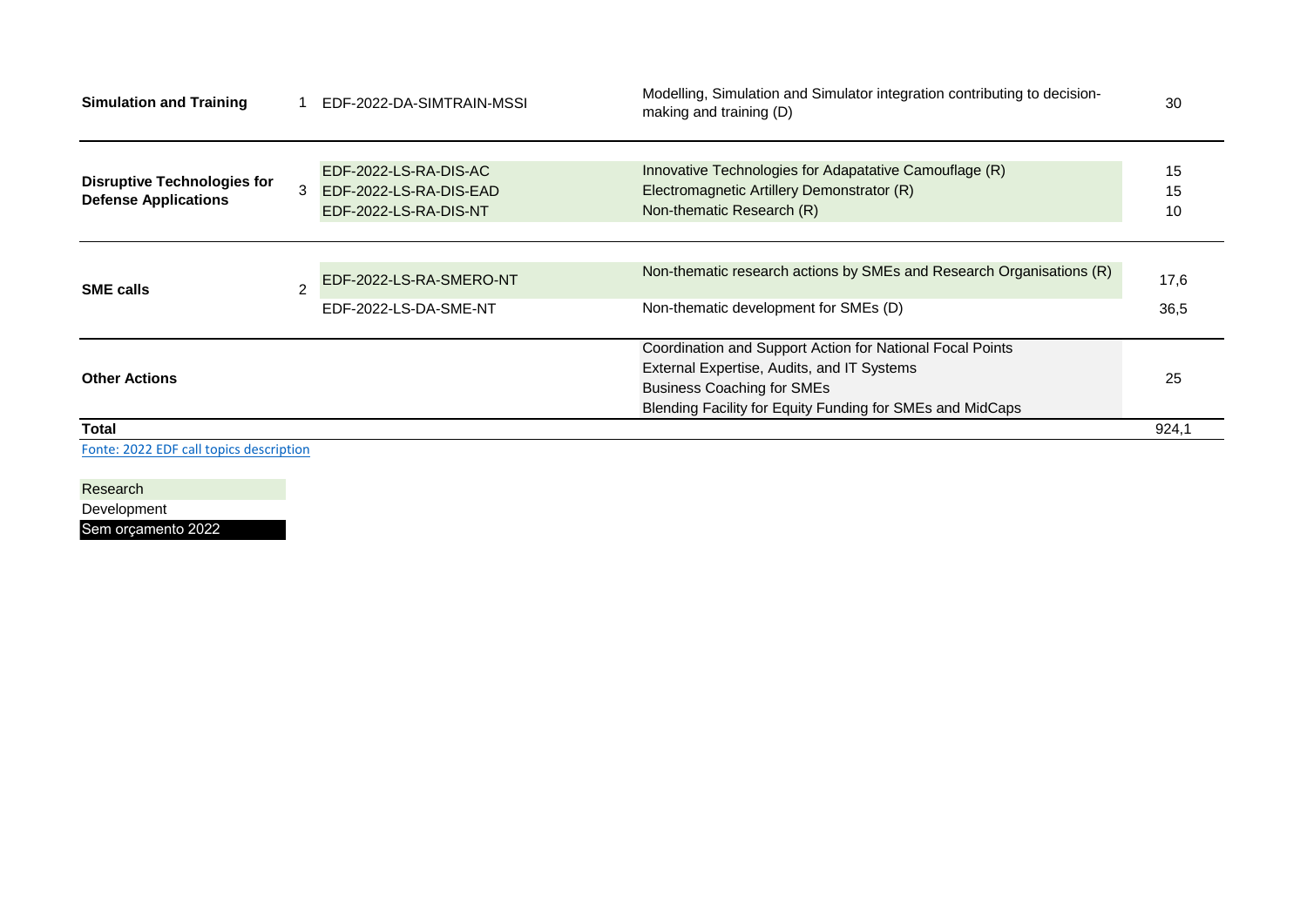| | | | | |
|---|---|---|---|---|
| **Simulation and Training** | 1 | EDF-2022-DA-SIMTRAIN-MSSI | Modelling, Simulation and Simulator integration contributing to decision-making and training (D) | 30 |
| **Disruptive Technologies for Defense Applications** | 3 | EDF-2022-LS-RA-DIS-AC | Innovative Technologies for Adapatative Camouflage (R) | 15 |
| | | EDF-2022-LS-RA-DIS-EAD | Electromagnetic Artillery Demonstrator (R) | 15 |
| | | EDF-2022-LS-RA-DIS-NT | Non-thematic Research (R) | 10 |
| **SME calls** | 2 | EDF-2022-LS-RA-SMERO-NT | Non-thematic research actions by SMEs and Research Organisations (R) | 17,6 |
| | | EDF-2022-LS-DA-SME-NT | Non-thematic development for SMEs (D) | 36,5 |
| **Other Actions** | | | Coordination and Support Action for National Focal Points<br>External Expertise, Audits, and IT Systems<br>Business Coaching for SMEs<br>Blending Facility for Equity Funding for SMEs and MidCaps | 25 |
| **Total** | | | | 924,1 |

Fonte: 2022 EDF call topics description

Research

Development

Sem orçamento 2022